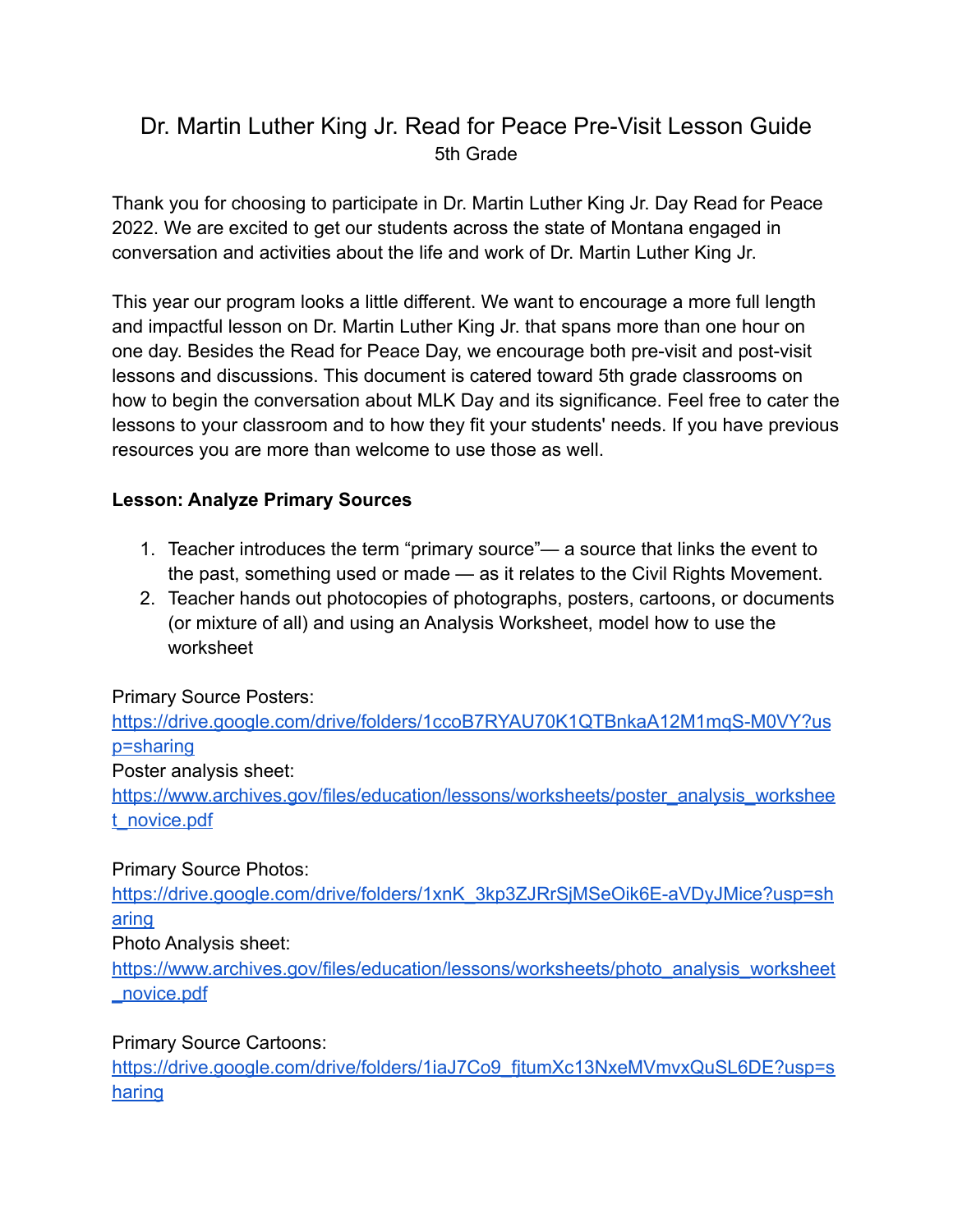# Dr. Martin Luther King Jr. Read for Peace Pre-Visit Lesson Guide

5th Grade

Thank you for choosing to participate in Dr. Martin Luther King Jr. Day Read for Peace 2022. We are excited to get our students across the state of Montana engaged in conversation and activities about the life and work of Dr. Martin Luther King Jr.

This year our program looks a little different. We want to encourage a more full length and impactful lesson on Dr. Martin Luther King Jr. that spans more than one hour on one day. Besides the Read for Peace Day, we encourage both pre-visit and post-visit lessons and discussions. This document is catered toward 5th grade classrooms on how to begin the conversation about MLK Day and its significance. Feel free to cater the lessons to your classroom and to how they fit your students' needs. If you have previous resources you are more than welcome to use those as well.

**Lesson: Analyze Primary Sources**

1. Teacher introduces the term "primary source"— a source that links the event to the past, something used or made — as it relates to the Civil Rights Movement.
2. Teacher hands out photocopies of photographs, posters, cartoons, or documents (or mixture of all) and using an Analysis Worksheet, model how to use the worksheet

Primary Source Posters:
https://drive.google.com/drive/folders/1ccoB7RYAU70K1QTBnkaA12M1mqS-M0VY?usp=sharing
Poster analysis sheet:
https://www.archives.gov/files/education/lessons/worksheets/poster_analysis_worksheet_novice.pdf

Primary Source Photos:
https://drive.google.com/drive/folders/1xnK_3kp3ZJRrSjMSeOik6E-aVDyJMice?usp=sharing
Photo Analysis sheet:
https://www.archives.gov/files/education/lessons/worksheets/photo_analysis_worksheet_novice.pdf

Primary Source Cartoons:
https://drive.google.com/drive/folders/1iaJ7Co9_fjtumXc13NxeMVmvxQuSL6DE?usp=sharing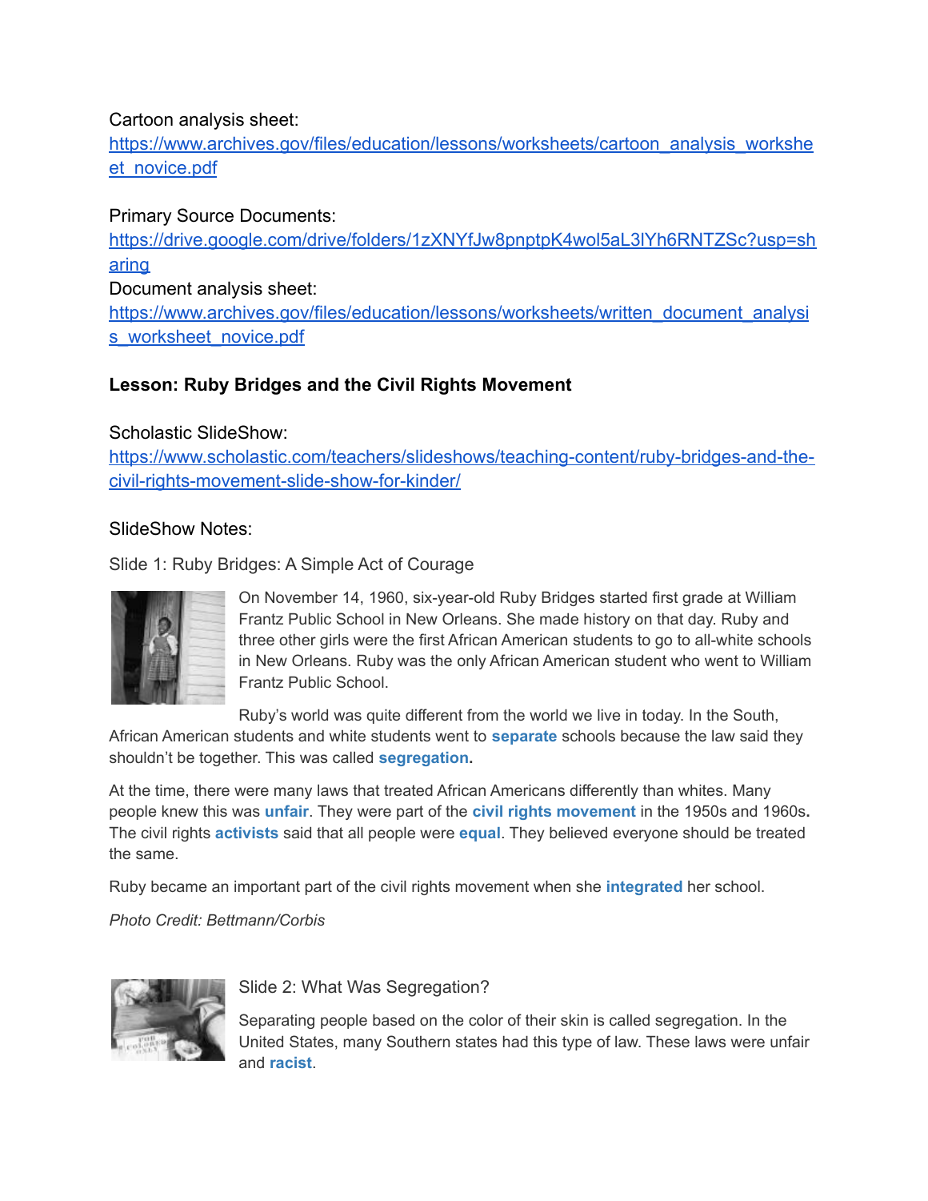Cartoon analysis sheet:
https://www.archives.gov/files/education/lessons/worksheets/cartoon_analysis_worksheet_novice.pdf

Primary Source Documents:
https://drive.google.com/drive/folders/1zXNYfJw8pnptpK4wol5aL3lYh6RNTZSc?usp=sharing
Document analysis sheet:
https://www.archives.gov/files/education/lessons/worksheets/written_document_analysis_worksheet_novice.pdf

**Lesson: Ruby Bridges and the Civil Rights Movement**

Scholastic SlideShow:
https://www.scholastic.com/teachers/slideshows/teaching-content/ruby-bridges-and-the-civil-rights-movement-slide-show-for-kinder/

SlideShow Notes:

Slide 1: Ruby Bridges: A Simple Act of Courage

On November 14, 1960, six-year-old Ruby Bridges started first grade at William Frantz Public School in New Orleans. She made history on that day. Ruby and three other girls were the first African American students to go to all-white schools in New Orleans. Ruby was the only African American student who went to William Frantz Public School.

Ruby's world was quite different from the world we live in today. In the South, African American students and white students went to **separate** schools because the law said they shouldn't be together. This was called **segregation.**

At the time, there were many laws that treated African Americans differently than whites. Many people knew this was **unfair**. They were part of the **civil rights movement** in the 1950s and 1960s**.** The civil rights **activists** said that all people were **equal**. They believed everyone should be treated the same.

Ruby became an important part of the civil rights movement when she **integrated** her school.

*Photo Credit: Bettmann/Corbis*

Slide 2: What Was Segregation?

Separating people based on the color of their skin is called segregation. In the United States, many Southern states had this type of law. These laws were unfair and **racist**.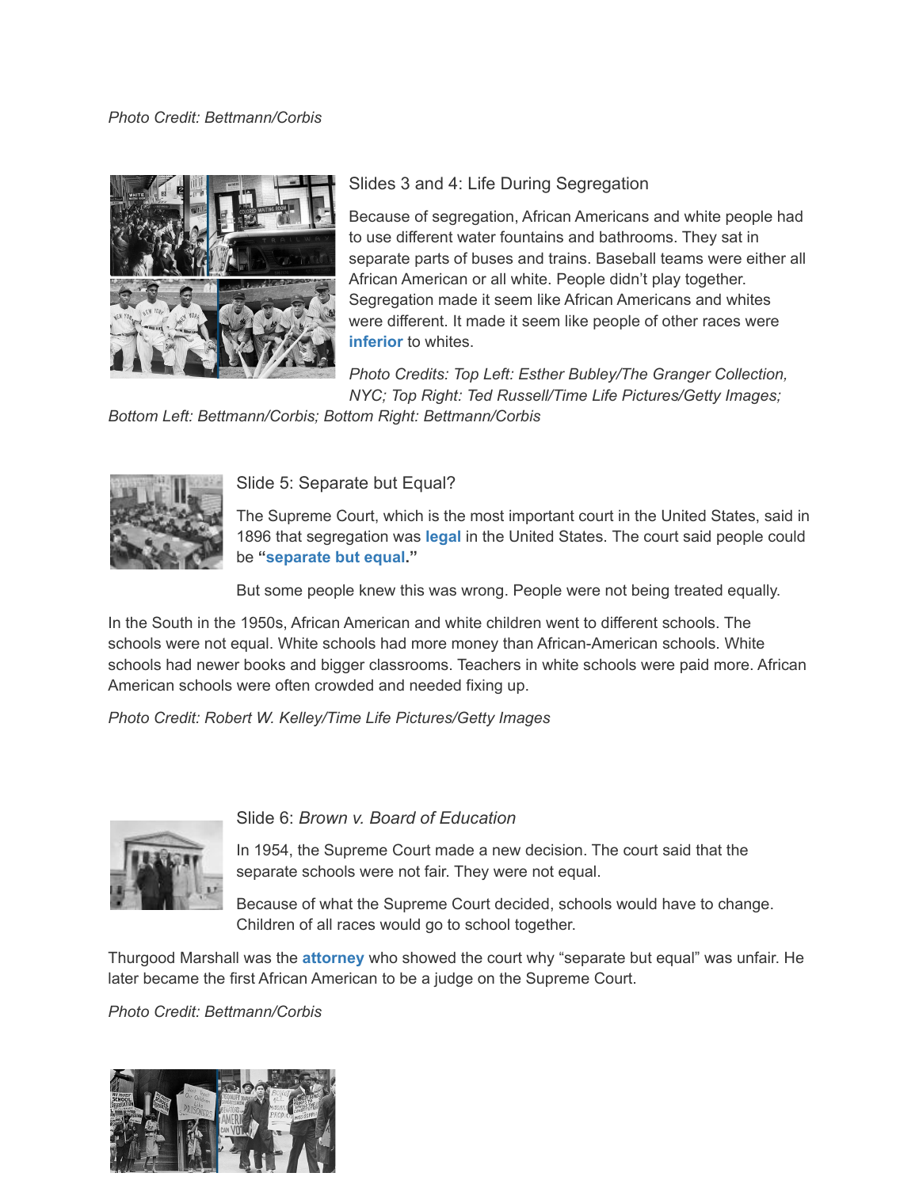*Photo Credit: Bettmann/Corbis*

## Slides 3 and 4: Life During Segregation

Because of segregation, African Americans and white people had to use different water fountains and bathrooms. They sat in separate parts of buses and trains. Baseball teams were either all African American or all white. People didn't play together. Segregation made it seem like African Americans and whites were different. It made it seem like people of other races were **inferior** to whites.

*Photo Credits: Top Left: Esther Bubley/The Granger Collection, NYC; Top Right: Ted Russell/Time Life Pictures/Getty Images; Bottom Left: Bettmann/Corbis; Bottom Right: Bettmann/Corbis*

## Slide 5: Separate but Equal?

The Supreme Court, which is the most important court in the United States, said in 1896 that segregation was **legal** in the United States. The court said people could be **"separate but equal."**

But some people knew this was wrong. People were not being treated equally.

In the South in the 1950s, African American and white children went to different schools. The schools were not equal. White schools had more money than African-American schools. White schools had newer books and bigger classrooms. Teachers in white schools were paid more. African American schools were often crowded and needed fixing up.

*Photo Credit: Robert W. Kelley/Time Life Pictures/Getty Images*

## Slide 6: *Brown v. Board of Education*

In 1954, the Supreme Court made a new decision. The court said that the separate schools were not fair. They were not equal.

Because of what the Supreme Court decided, schools would have to change. Children of all races would go to school together.

Thurgood Marshall was the **attorney** who showed the court why "separate but equal" was unfair. He later became the first African American to be a judge on the Supreme Court.

*Photo Credit: Bettmann/Corbis*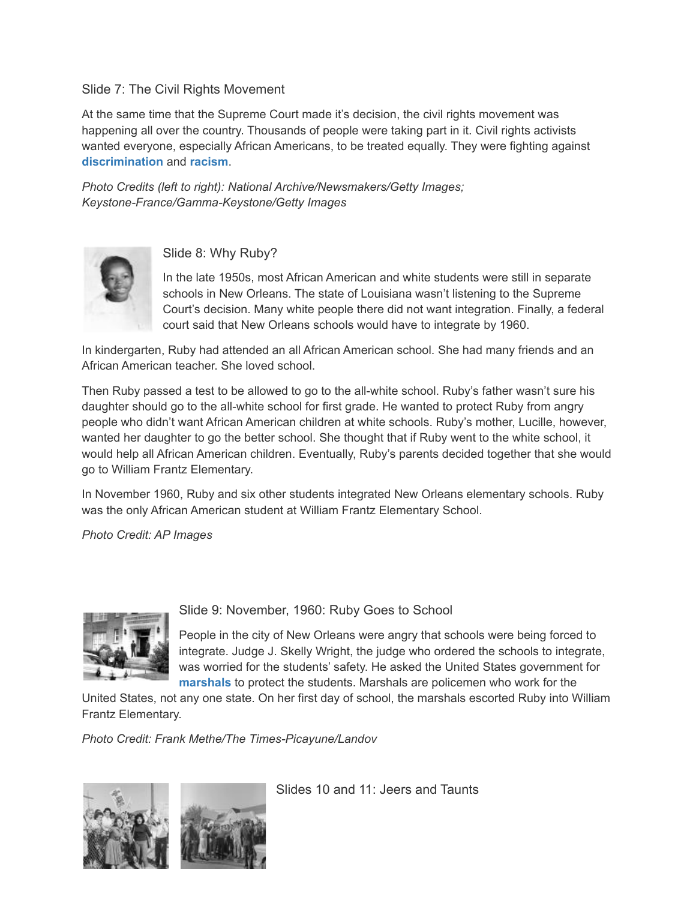Slide 7: The Civil Rights Movement

At the same time that the Supreme Court made it's decision, the civil rights movement was happening all over the country. Thousands of people were taking part in it. Civil rights activists wanted everyone, especially African Americans, to be treated equally. They were fighting against **discrimination** and **racism**.

*Photo Credits (left to right): National Archive/Newsmakers/Getty Images; Keystone-France/Gamma-Keystone/Getty Images*

Slide 8: Why Ruby?

In the late 1950s, most African American and white students were still in separate schools in New Orleans. The state of Louisiana wasn't listening to the Supreme Court's decision. Many white people there did not want integration. Finally, a federal court said that New Orleans schools would have to integrate by 1960.

In kindergarten, Ruby had attended an all African American school. She had many friends and an African American teacher. She loved school.

Then Ruby passed a test to be allowed to go to the all-white school. Ruby's father wasn't sure his daughter should go to the all-white school for first grade. He wanted to protect Ruby from angry people who didn't want African American children at white schools. Ruby's mother, Lucille, however, wanted her daughter to go the better school. She thought that if Ruby went to the white school, it would help all African American children. Eventually, Ruby's parents decided together that she would go to William Frantz Elementary.

In November 1960, Ruby and six other students integrated New Orleans elementary schools. Ruby was the only African American student at William Frantz Elementary School.

*Photo Credit: AP Images*

Slide 9: November, 1960: Ruby Goes to School

People in the city of New Orleans were angry that schools were being forced to integrate. Judge J. Skelly Wright, the judge who ordered the schools to integrate, was worried for the students' safety. He asked the United States government for **marshals** to protect the students. Marshals are policemen who work for the United States, not any one state. On her first day of school, the marshals escorted Ruby into William Frantz Elementary.

*Photo Credit: Frank Methe/The Times-Picayune/Landov*

Slides 10 and 11: Jeers and Taunts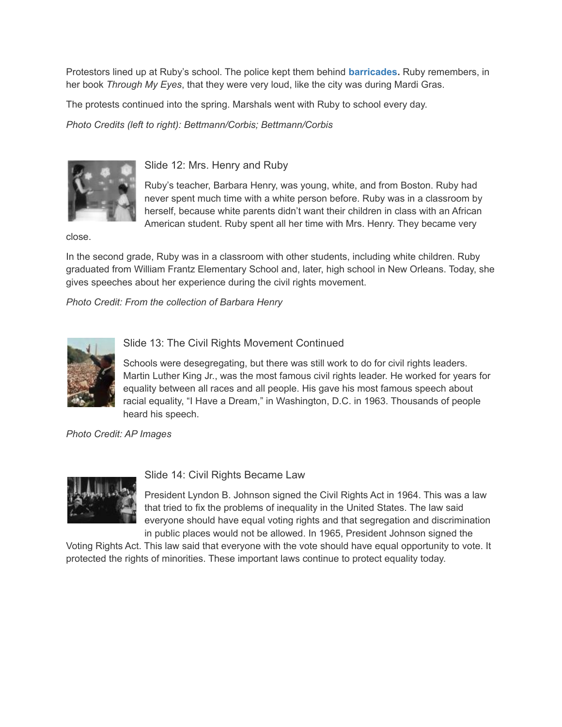Protestors lined up at Ruby's school. The police kept them behind **barricades.** Ruby remembers, in her book *Through My Eyes*, that they were very loud, like the city was during Mardi Gras.

The protests continued into the spring. Marshals went with Ruby to school every day.

*Photo Credits (left to right): Bettmann/Corbis; Bettmann/Corbis*

### Slide 12: Mrs. Henry and Ruby

Ruby's teacher, Barbara Henry, was young, white, and from Boston. Ruby had never spent much time with a white person before. Ruby was in a classroom by herself, because white parents didn't want their children in class with an African American student. Ruby spent all her time with Mrs. Henry. They became very close.

In the second grade, Ruby was in a classroom with other students, including white children. Ruby graduated from William Frantz Elementary School and, later, high school in New Orleans. Today, she gives speeches about her experience during the civil rights movement.

*Photo Credit: From the collection of Barbara Henry*

### Slide 13: The Civil Rights Movement Continued

Schools were desegregating, but there was still work to do for civil rights leaders. Martin Luther King Jr., was the most famous civil rights leader. He worked for years for equality between all races and all people. His gave his most famous speech about racial equality, "I Have a Dream," in Washington, D.C. in 1963. Thousands of people heard his speech.

*Photo Credit: AP Images*

### Slide 14: Civil Rights Became Law

President Lyndon B. Johnson signed the Civil Rights Act in 1964. This was a law that tried to fix the problems of inequality in the United States. The law said everyone should have equal voting rights and that segregation and discrimination in public places would not be allowed. In 1965, President Johnson signed the Voting Rights Act. This law said that everyone with the vote should have equal opportunity to vote. It protected the rights of minorities. These important laws continue to protect equality today.